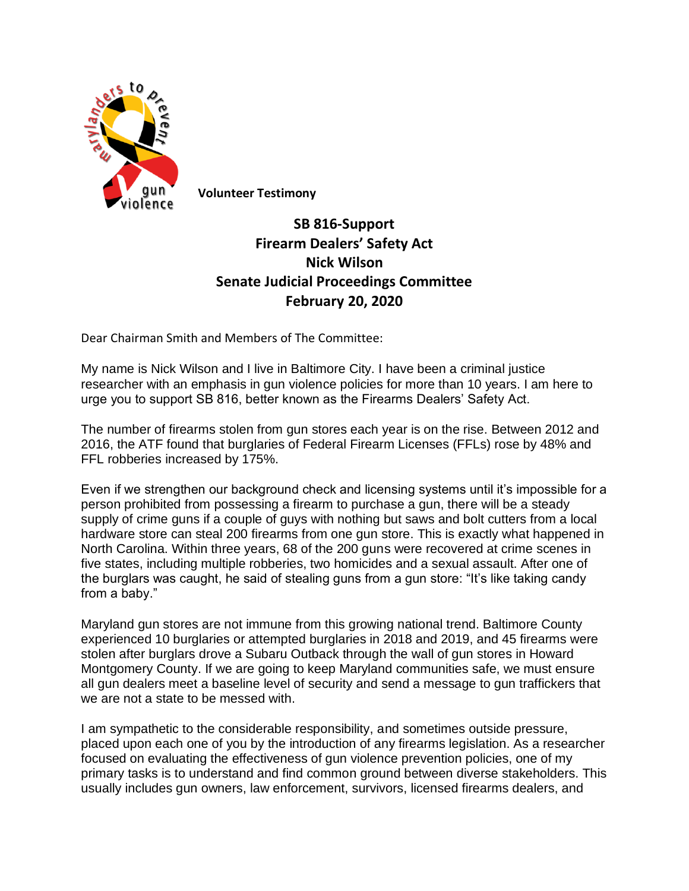maryland­ers to prevent gun violence

**Volunteer Testimony**

## SB 816-Support
## Firearm Dealers' Safety Act
## Nick Wilson
## Senate Judicial Proceedings Committee
## February 20, 2020

Dear Chairman Smith and Members of The Committee:

My name is Nick Wilson and I live in Baltimore City. I have been a criminal justice researcher with an emphasis in gun violence policies for more than 10 years. I am here to urge you to support SB 816, better known as the Firearms Dealers' Safety Act.

The number of firearms stolen from gun stores each year is on the rise. Between 2012 and 2016, the ATF found that burglaries of Federal Firearm Licenses (FFLs) rose by 48% and FFL robberies increased by 175%.

Even if we strengthen our background check and licensing systems until it's impossible for a person prohibited from possessing a firearm to purchase a gun, there will be a steady supply of crime guns if a couple of guys with nothing but saws and bolt cutters from a local hardware store can steal 200 firearms from one gun store. This is exactly what happened in North Carolina. Within three years, 68 of the 200 guns were recovered at crime scenes in five states, including multiple robberies, two homicides and a sexual assault. After one of the burglars was caught, he said of stealing guns from a gun store: "It's like taking candy from a baby."

Maryland gun stores are not immune from this growing national trend. Baltimore County experienced 10 burglaries or attempted burglaries in 2018 and 2019, and 45 firearms were stolen after burglars drove a Subaru Outback through the wall of gun stores in Howard Montgomery County. If we are going to keep Maryland communities safe, we must ensure all gun dealers meet a baseline level of security and send a message to gun traffickers that we are not a state to be messed with.

I am sympathetic to the considerable responsibility, and sometimes outside pressure, placed upon each one of you by the introduction of any firearms legislation. As a researcher focused on evaluating the effectiveness of gun violence prevention policies, one of my primary tasks is to understand and find common ground between diverse stakeholders. This usually includes gun owners, law enforcement, survivors, licensed firearms dealers, and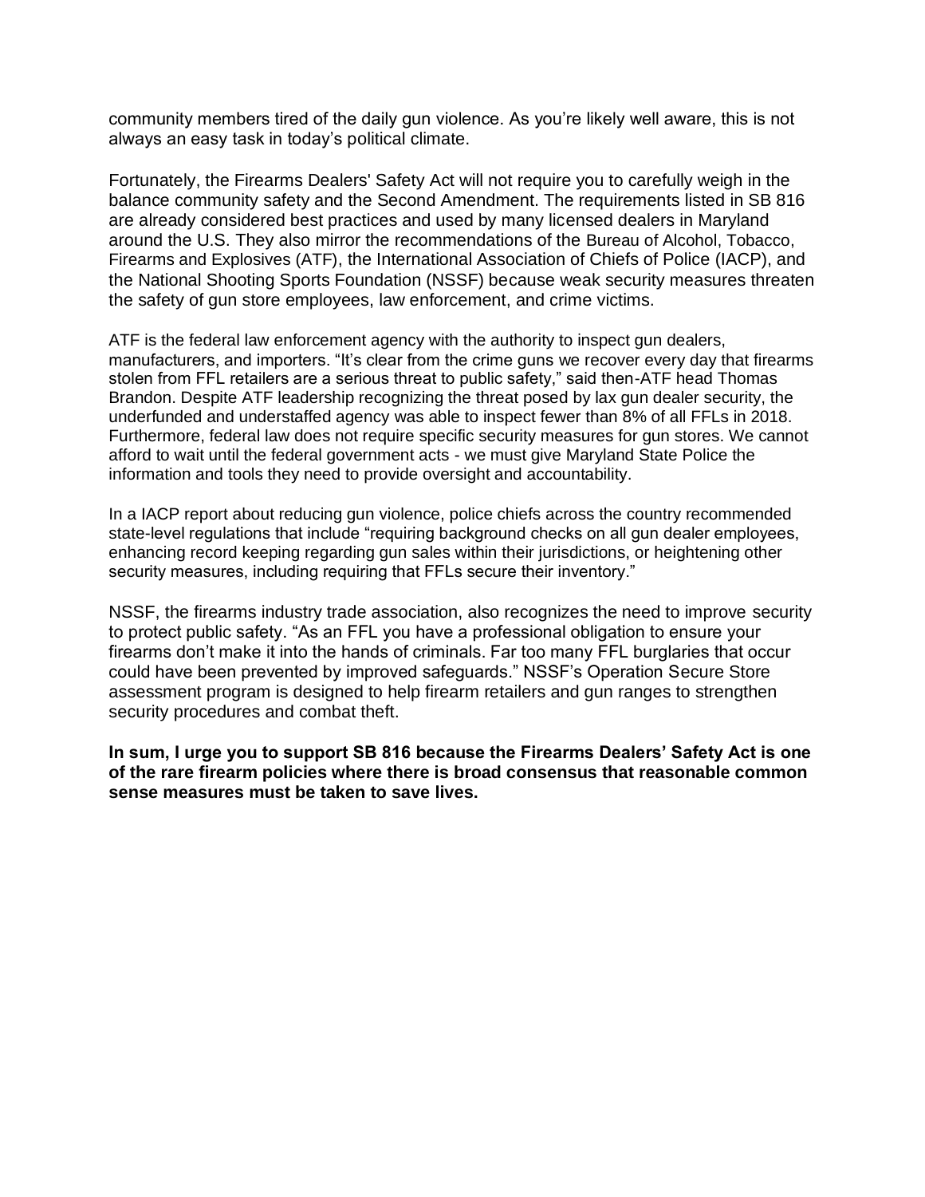community members tired of the daily gun violence. As you're likely well aware, this is not always an easy task in today's political climate.

Fortunately, the Firearms Dealers' Safety Act will not require you to carefully weigh in the balance community safety and the Second Amendment. The requirements listed in SB 816 are already considered best practices and used by many licensed dealers in Maryland around the U.S. They also mirror the recommendations of the Bureau of Alcohol, Tobacco, Firearms and Explosives (ATF), the International Association of Chiefs of Police (IACP), and the National Shooting Sports Foundation (NSSF) because weak security measures threaten the safety of gun store employees, law enforcement, and crime victims.

ATF is the federal law enforcement agency with the authority to inspect gun dealers, manufacturers, and importers. "It's clear from the crime guns we recover every day that firearms stolen from FFL retailers are a serious threat to public safety," said then-ATF head Thomas Brandon. Despite ATF leadership recognizing the threat posed by lax gun dealer security, the underfunded and understaffed agency was able to inspect fewer than 8% of all FFLs in 2018. Furthermore, federal law does not require specific security measures for gun stores. We cannot afford to wait until the federal government acts - we must give Maryland State Police the information and tools they need to provide oversight and accountability.

In a IACP report about reducing gun violence, police chiefs across the country recommended state-level regulations that include "requiring background checks on all gun dealer employees, enhancing record keeping regarding gun sales within their jurisdictions, or heightening other security measures, including requiring that FFLs secure their inventory."

NSSF, the firearms industry trade association, also recognizes the need to improve security to protect public safety. "As an FFL you have a professional obligation to ensure your firearms don't make it into the hands of criminals. Far too many FFL burglaries that occur could have been prevented by improved safeguards." NSSF's Operation Secure Store assessment program is designed to help firearm retailers and gun ranges to strengthen security procedures and combat theft.

**In sum, I urge you to support SB 816 because the Firearms Dealers' Safety Act is one of the rare firearm policies where there is broad consensus that reasonable common sense measures must be taken to save lives.**